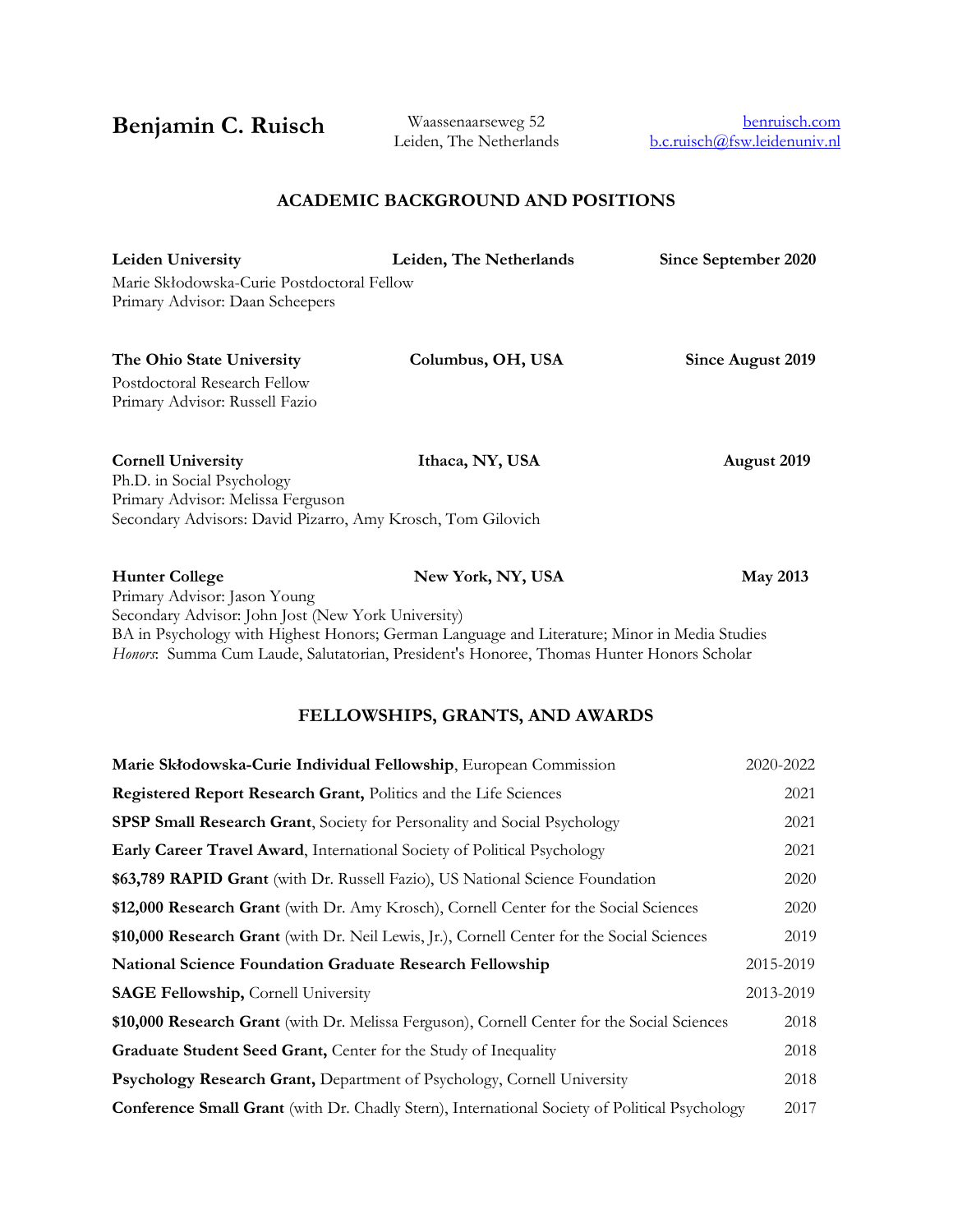# Benjamin C. Ruisch

Waassenaarseweg 52
Leiden, The Netherlands

[benruisch.com](benruisch.com)
[b.c.ruisch@fsw.leidenuniv.nl](mailto:b.c.ruisch@fsw.leidenuniv.nl)

## ACADEMIC BACKGROUND AND POSITIONS

**Leiden University** — **Leiden, The Netherlands** — **Since September 2020**
Marie Skłodowska-Curie Postdoctoral Fellow
Primary Advisor: Daan Scheepers

**The Ohio State University** — **Columbus, OH, USA** — **Since August 2019**
Postdoctoral Research Fellow
Primary Advisor: Russell Fazio

**Cornell University** — **Ithaca, NY, USA** — **August 2019**
Ph.D. in Social Psychology
Primary Advisor: Melissa Ferguson
Secondary Advisors: David Pizarro, Amy Krosch, Tom Gilovich

**Hunter College** — **New York, NY, USA** — **May 2013**
Primary Advisor: Jason Young
Secondary Advisor: John Jost (New York University)
BA in Psychology with Highest Honors; German Language and Literature; Minor in Media Studies
*Honors*: Summa Cum Laude, Salutatorian, President's Honoree, Thomas Hunter Honors Scholar

## FELLOWSHIPS, GRANTS, AND AWARDS

| | |
|---|---|
| **Marie Skłodowska-Curie Individual Fellowship**, European Commission | 2020-2022 |
| **Registered Report Research Grant,** Politics and the Life Sciences | 2021 |
| **SPSP Small Research Grant**, Society for Personality and Social Psychology | 2021 |
| **Early Career Travel Award**, International Society of Political Psychology | 2021 |
| **$63,789 RAPID Grant** (with Dr. Russell Fazio), US National Science Foundation | 2020 |
| **$12,000 Research Grant** (with Dr. Amy Krosch), Cornell Center for the Social Sciences | 2020 |
| **$10,000 Research Grant** (with Dr. Neil Lewis, Jr.), Cornell Center for the Social Sciences | 2019 |
| **National Science Foundation Graduate Research Fellowship** | 2015-2019 |
| **SAGE Fellowship,** Cornell University | 2013-2019 |
| **$10,000 Research Grant** (with Dr. Melissa Ferguson), Cornell Center for the Social Sciences | 2018 |
| **Graduate Student Seed Grant,** Center for the Study of Inequality | 2018 |
| **Psychology Research Grant,** Department of Psychology, Cornell University | 2018 |
| **Conference Small Grant** (with Dr. Chadly Stern), International Society of Political Psychology | 2017 |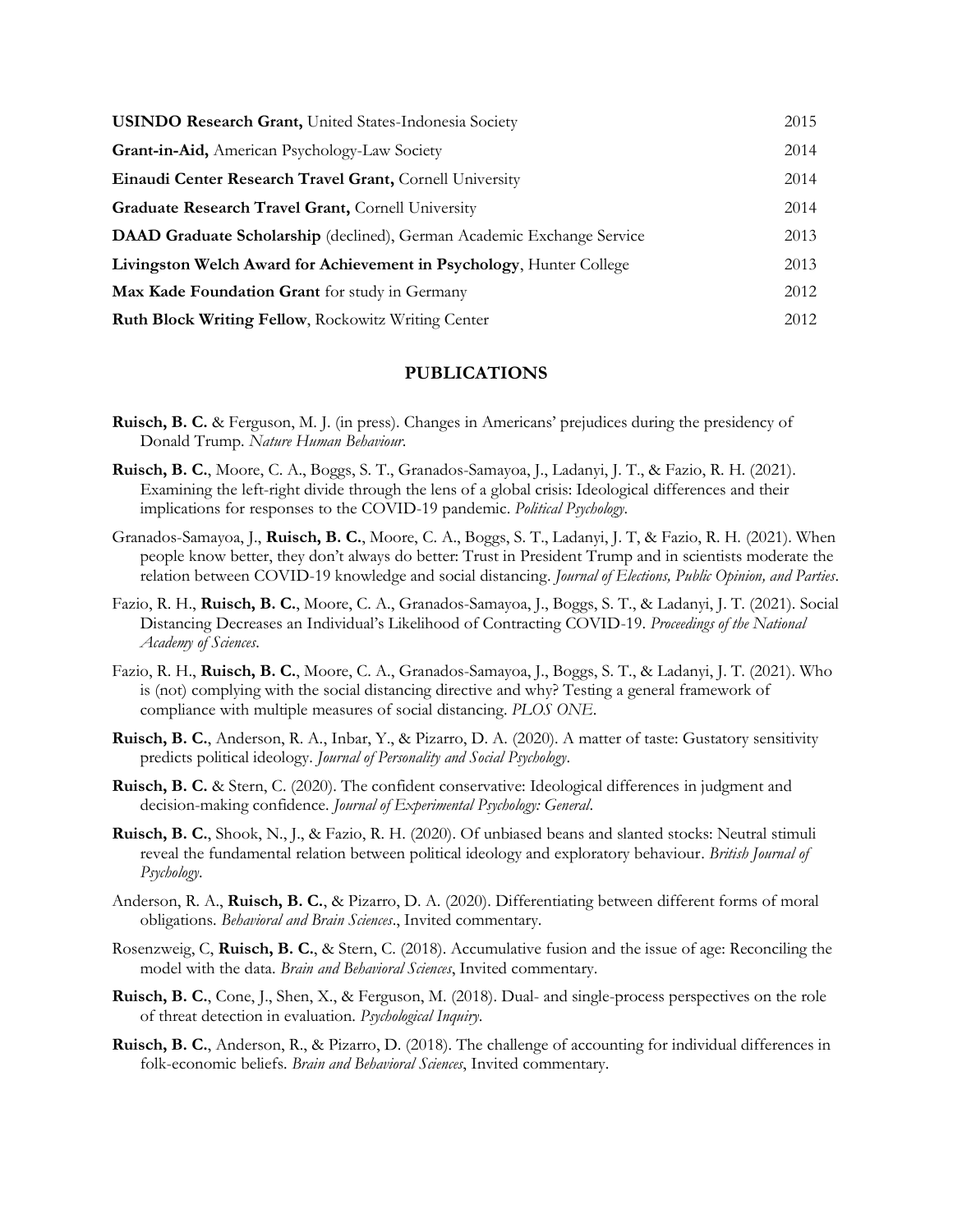**USINDO Research Grant,** United States-Indonesia Society 2015

**Grant-in-Aid,** American Psychology-Law Society 2014

**Einaudi Center Research Travel Grant,** Cornell University 2014

**Graduate Research Travel Grant,** Cornell University 2014

**DAAD Graduate Scholarship** (declined), German Academic Exchange Service 2013

**Livingston Welch Award for Achievement in Psychology**, Hunter College 2013

**Max Kade Foundation Grant** for study in Germany 2012

**Ruth Block Writing Fellow**, Rockowitz Writing Center 2012

## PUBLICATIONS

**Ruisch, B. C.** & Ferguson, M. J. (in press). Changes in Americans' prejudices during the presidency of Donald Trump. *Nature Human Behaviour.*

**Ruisch, B. C.**, Moore, C. A., Boggs, S. T., Granados-Samayoa, J., Ladanyi, J. T., & Fazio, R. H. (2021). Examining the left-right divide through the lens of a global crisis: Ideological differences and their implications for responses to the COVID-19 pandemic. *Political Psychology.*

Granados-Samayoa, J., **Ruisch, B. C.**, Moore, C. A., Boggs, S. T., Ladanyi, J. T, & Fazio, R. H. (2021). When people know better, they don't always do better: Trust in President Trump and in scientists moderate the relation between COVID-19 knowledge and social distancing. *Journal of Elections, Public Opinion, and Parties*.

Fazio, R. H., **Ruisch, B. C.**, Moore, C. A., Granados-Samayoa, J., Boggs, S. T., & Ladanyi, J. T. (2021). Social Distancing Decreases an Individual's Likelihood of Contracting COVID-19. *Proceedings of the National Academy of Sciences*.

Fazio, R. H., **Ruisch, B. C.**, Moore, C. A., Granados-Samayoa, J., Boggs, S. T., & Ladanyi, J. T. (2021). Who is (not) complying with the social distancing directive and why? Testing a general framework of compliance with multiple measures of social distancing. *PLOS ONE*.

**Ruisch, B. C.**, Anderson, R. A., Inbar, Y., & Pizarro, D. A. (2020). A matter of taste: Gustatory sensitivity predicts political ideology. *Journal of Personality and Social Psychology*.

**Ruisch, B. C.** & Stern, C. (2020). The confident conservative: Ideological differences in judgment and decision-making confidence. *Journal of Experimental Psychology: General*.

**Ruisch, B. C.**, Shook, N., J., & Fazio, R. H. (2020). Of unbiased beans and slanted stocks: Neutral stimuli reveal the fundamental relation between political ideology and exploratory behaviour. *British Journal of Psychology*.

Anderson, R. A., **Ruisch, B. C.**, & Pizarro, D. A. (2020). Differentiating between different forms of moral obligations. *Behavioral and Brain Sciences*., Invited commentary.

Rosenzweig, C, **Ruisch, B. C.**, & Stern, C. (2018). Accumulative fusion and the issue of age: Reconciling the model with the data. *Brain and Behavioral Sciences*, Invited commentary.

**Ruisch, B. C.**, Cone, J., Shen, X., & Ferguson, M. (2018). Dual- and single-process perspectives on the role of threat detection in evaluation. *Psychological Inquiry*.

**Ruisch, B. C.**, Anderson, R., & Pizarro, D. (2018). The challenge of accounting for individual differences in folk-economic beliefs. *Brain and Behavioral Sciences*, Invited commentary.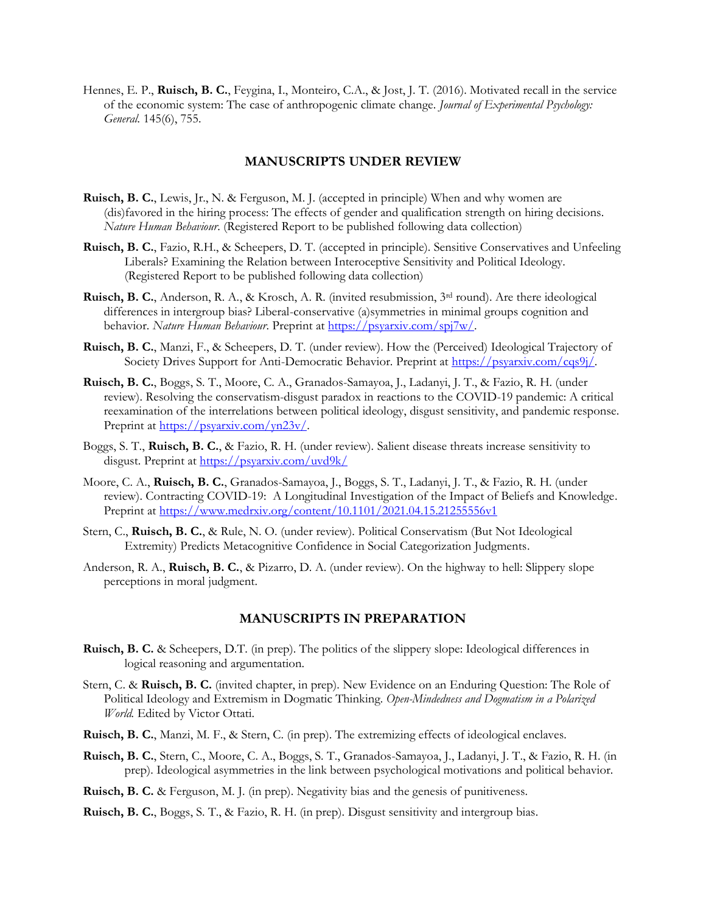Hennes, E. P., **Ruisch, B. C.**, Feygina, I., Monteiro, C.A., & Jost, J. T. (2016). Motivated recall in the service of the economic system: The case of anthropogenic climate change. *Journal of Experimental Psychology: General.* 145(6), 755.

## MANUSCRIPTS UNDER REVIEW

**Ruisch, B. C.**, Lewis, Jr., N. & Ferguson, M. J. (accepted in principle) When and why women are (dis)favored in the hiring process: The effects of gender and qualification strength on hiring decisions. *Nature Human Behaviour*. (Registered Report to be published following data collection)

**Ruisch, B. C.**, Fazio, R.H., & Scheepers, D. T. (accepted in principle). Sensitive Conservatives and Unfeeling Liberals? Examining the Relation between Interoceptive Sensitivity and Political Ideology. (Registered Report to be published following data collection)

**Ruisch, B. C.**, Anderson, R. A., & Krosch, A. R. (invited resubmission, 3rd round). Are there ideological differences in intergroup bias? Liberal-conservative (a)symmetries in minimal groups cognition and behavior. *Nature Human Behaviour*. Preprint at https://psyarxiv.com/spj7w/.

**Ruisch, B. C.**, Manzi, F., & Scheepers, D. T. (under review). How the (Perceived) Ideological Trajectory of Society Drives Support for Anti-Democratic Behavior. Preprint at https://psyarxiv.com/cqs9j/.

**Ruisch, B. C.**, Boggs, S. T., Moore, C. A., Granados-Samayoa, J., Ladanyi, J. T., & Fazio, R. H. (under review). Resolving the conservatism-disgust paradox in reactions to the COVID-19 pandemic: A critical reexamination of the interrelations between political ideology, disgust sensitivity, and pandemic response. Preprint at https://psyarxiv.com/yn23v/.

Boggs, S. T., **Ruisch, B. C.**, & Fazio, R. H. (under review). Salient disease threats increase sensitivity to disgust. Preprint at https://psyarxiv.com/uvd9k/

Moore, C. A., **Ruisch, B. C.**, Granados-Samayoa, J., Boggs, S. T., Ladanyi, J. T., & Fazio, R. H. (under review). Contracting COVID-19: A Longitudinal Investigation of the Impact of Beliefs and Knowledge. Preprint at https://www.medrxiv.org/content/10.1101/2021.04.15.21255556v1

Stern, C., **Ruisch, B. C.**, & Rule, N. O. (under review). Political Conservatism (But Not Ideological Extremity) Predicts Metacognitive Confidence in Social Categorization Judgments.

Anderson, R. A., **Ruisch, B. C.**, & Pizarro, D. A. (under review). On the highway to hell: Slippery slope perceptions in moral judgment.

## MANUSCRIPTS IN PREPARATION

**Ruisch, B. C.** & Scheepers, D.T. (in prep). The politics of the slippery slope: Ideological differences in logical reasoning and argumentation.

Stern, C. & **Ruisch, B. C.** (invited chapter, in prep). New Evidence on an Enduring Question: The Role of Political Ideology and Extremism in Dogmatic Thinking. *Open-Mindedness and Dogmatism in a Polarized World.* Edited by Victor Ottati.

**Ruisch, B. C.**, Manzi, M. F., & Stern, C. (in prep). The extremizing effects of ideological enclaves.

**Ruisch, B. C.**, Stern, C., Moore, C. A., Boggs, S. T., Granados-Samayoa, J., Ladanyi, J. T., & Fazio, R. H. (in prep). Ideological asymmetries in the link between psychological motivations and political behavior.

**Ruisch, B. C.** & Ferguson, M. J. (in prep). Negativity bias and the genesis of punitiveness.

**Ruisch, B. C.**, Boggs, S. T., & Fazio, R. H. (in prep). Disgust sensitivity and intergroup bias.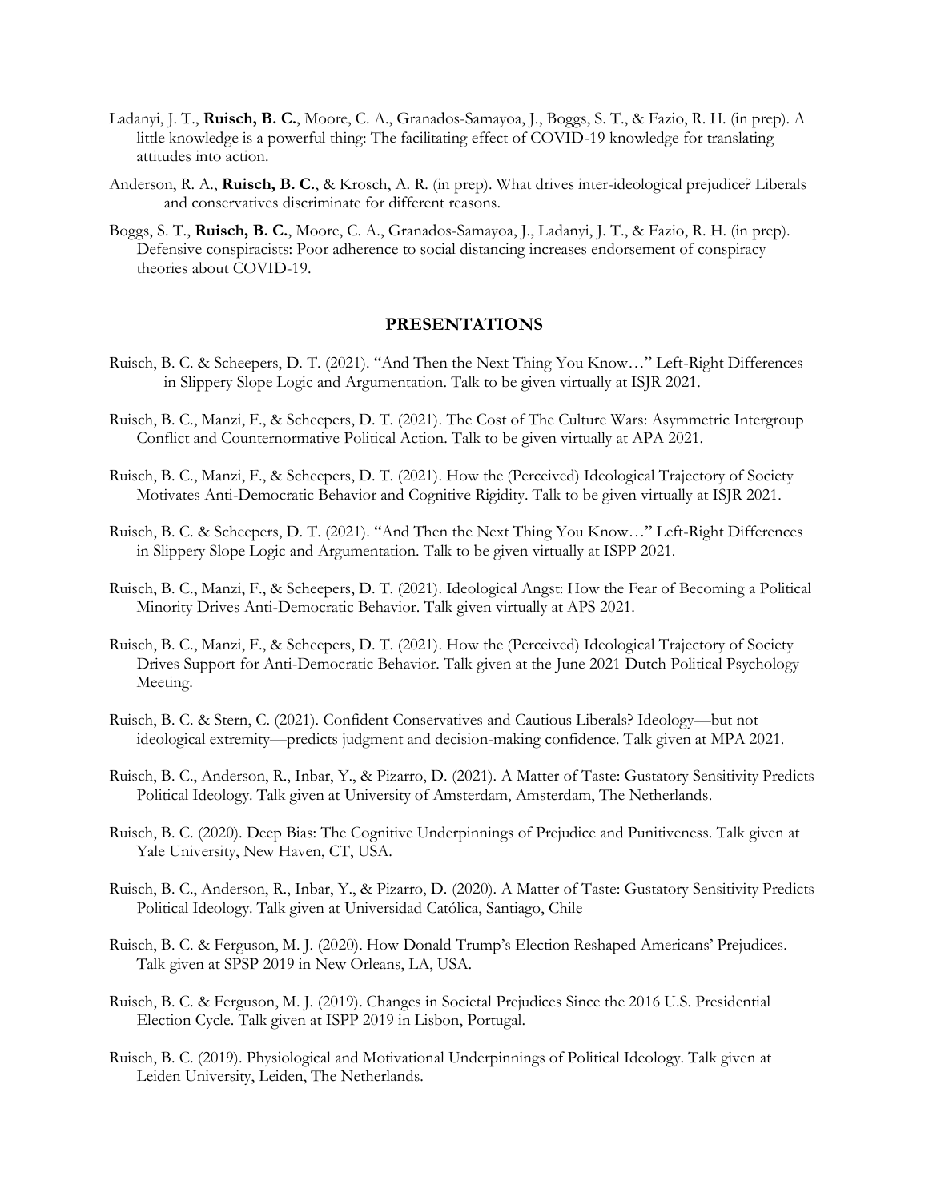Ladanyi, J. T., **Ruisch, B. C.**, Moore, C. A., Granados-Samayoa, J., Boggs, S. T., & Fazio, R. H. (in prep). A little knowledge is a powerful thing: The facilitating effect of COVID-19 knowledge for translating attitudes into action.

Anderson, R. A., **Ruisch, B. C.**, & Krosch, A. R. (in prep). What drives inter-ideological prejudice? Liberals and conservatives discriminate for different reasons.

Boggs, S. T., **Ruisch, B. C.**, Moore, C. A., Granados-Samayoa, J., Ladanyi, J. T., & Fazio, R. H. (in prep). Defensive conspiracists: Poor adherence to social distancing increases endorsement of conspiracy theories about COVID-19.

## PRESENTATIONS

Ruisch, B. C. & Scheepers, D. T. (2021). "And Then the Next Thing You Know…" Left-Right Differences in Slippery Slope Logic and Argumentation. Talk to be given virtually at ISJR 2021.

Ruisch, B. C., Manzi, F., & Scheepers, D. T. (2021). The Cost of The Culture Wars: Asymmetric Intergroup Conflict and Counternormative Political Action. Talk to be given virtually at APA 2021.

Ruisch, B. C., Manzi, F., & Scheepers, D. T. (2021). How the (Perceived) Ideological Trajectory of Society Motivates Anti-Democratic Behavior and Cognitive Rigidity. Talk to be given virtually at ISJR 2021.

Ruisch, B. C. & Scheepers, D. T. (2021). "And Then the Next Thing You Know…" Left-Right Differences in Slippery Slope Logic and Argumentation. Talk to be given virtually at ISPP 2021.

Ruisch, B. C., Manzi, F., & Scheepers, D. T. (2021). Ideological Angst: How the Fear of Becoming a Political Minority Drives Anti-Democratic Behavior. Talk given virtually at APS 2021.

Ruisch, B. C., Manzi, F., & Scheepers, D. T. (2021). How the (Perceived) Ideological Trajectory of Society Drives Support for Anti-Democratic Behavior. Talk given at the June 2021 Dutch Political Psychology Meeting.

Ruisch, B. C. & Stern, C. (2021). Confident Conservatives and Cautious Liberals? Ideology—but not ideological extremity—predicts judgment and decision-making confidence. Talk given at MPA 2021.

Ruisch, B. C., Anderson, R., Inbar, Y., & Pizarro, D. (2021). A Matter of Taste: Gustatory Sensitivity Predicts Political Ideology. Talk given at University of Amsterdam, Amsterdam, The Netherlands.

Ruisch, B. C. (2020). Deep Bias: The Cognitive Underpinnings of Prejudice and Punitiveness. Talk given at Yale University, New Haven, CT, USA.

Ruisch, B. C., Anderson, R., Inbar, Y., & Pizarro, D. (2020). A Matter of Taste: Gustatory Sensitivity Predicts Political Ideology. Talk given at Universidad Católica, Santiago, Chile

Ruisch, B. C. & Ferguson, M. J. (2020). How Donald Trump's Election Reshaped Americans' Prejudices. Talk given at SPSP 2019 in New Orleans, LA, USA.

Ruisch, B. C. & Ferguson, M. J. (2019). Changes in Societal Prejudices Since the 2016 U.S. Presidential Election Cycle. Talk given at ISPP 2019 in Lisbon, Portugal.

Ruisch, B. C. (2019). Physiological and Motivational Underpinnings of Political Ideology. Talk given at Leiden University, Leiden, The Netherlands.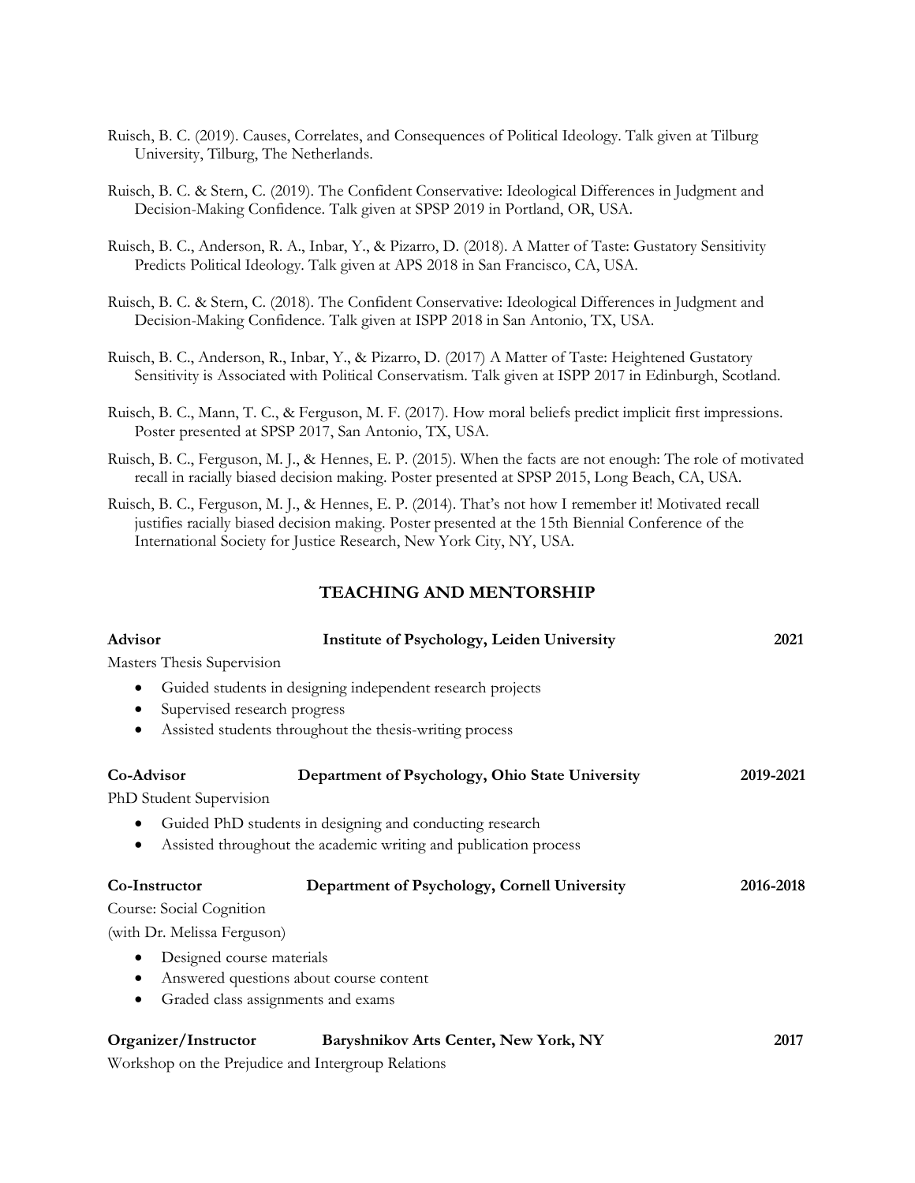Ruisch, B. C. (2019). Causes, Correlates, and Consequences of Political Ideology. Talk given at Tilburg University, Tilburg, The Netherlands.

Ruisch, B. C. & Stern, C. (2019). The Confident Conservative: Ideological Differences in Judgment and Decision-Making Confidence. Talk given at SPSP 2019 in Portland, OR, USA.

Ruisch, B. C., Anderson, R. A., Inbar, Y., & Pizarro, D. (2018). A Matter of Taste: Gustatory Sensitivity Predicts Political Ideology. Talk given at APS 2018 in San Francisco, CA, USA.

Ruisch, B. C. & Stern, C. (2018). The Confident Conservative: Ideological Differences in Judgment and Decision-Making Confidence. Talk given at ISPP 2018 in San Antonio, TX, USA.

Ruisch, B. C., Anderson, R., Inbar, Y., & Pizarro, D. (2017) A Matter of Taste: Heightened Gustatory Sensitivity is Associated with Political Conservatism. Talk given at ISPP 2017 in Edinburgh, Scotland.

Ruisch, B. C., Mann, T. C., & Ferguson, M. F. (2017). How moral beliefs predict implicit first impressions. Poster presented at SPSP 2017, San Antonio, TX, USA.

Ruisch, B. C., Ferguson, M. J., & Hennes, E. P. (2015). When the facts are not enough: The role of motivated recall in racially biased decision making. Poster presented at SPSP 2015, Long Beach, CA, USA.

Ruisch, B. C., Ferguson, M. J., & Hennes, E. P. (2014). That's not how I remember it! Motivated recall justifies racially biased decision making. Poster presented at the 15th Biennial Conference of the International Society for Justice Research, New York City, NY, USA.

## TEACHING AND MENTORSHIP

**Advisor** — **Institute of Psychology, Leiden University** — **2021**

Masters Thesis Supervision

- Guided students in designing independent research projects
- Supervised research progress
- Assisted students throughout the thesis-writing process

**Co-Advisor** — **Department of Psychology, Ohio State University** — **2019-2021**

PhD Student Supervision

- Guided PhD students in designing and conducting research
- Assisted throughout the academic writing and publication process

**Co-Instructor** — **Department of Psychology, Cornell University** — **2016-2018**

Course: Social Cognition

(with Dr. Melissa Ferguson)

- Designed course materials
- Answered questions about course content
- Graded class assignments and exams

**Organizer/Instructor** — **Baryshnikov Arts Center, New York, NY** — **2017**

Workshop on the Prejudice and Intergroup Relations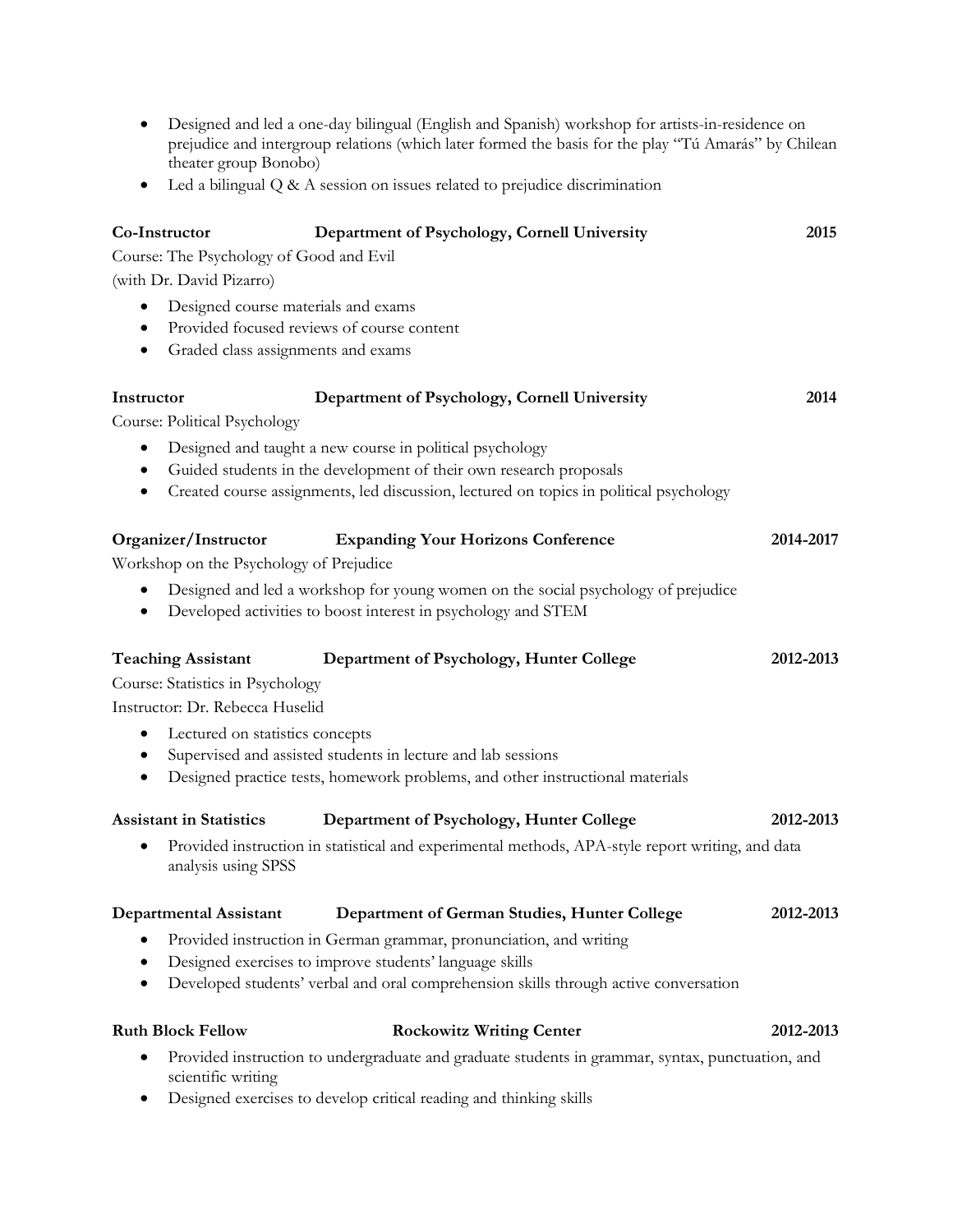- Designed and led a one-day bilingual (English and Spanish) workshop for artists-in-residence on prejudice and intergroup relations (which later formed the basis for the play "Tú Amarás" by Chilean theater group Bonobo)
- Led a bilingual Q & A session on issues related to prejudice discrimination

**Co-Instructor** **Department of Psychology, Cornell University** **2015**

Course: The Psychology of Good and Evil
(with Dr. David Pizarro)

- Designed course materials and exams
- Provided focused reviews of course content
- Graded class assignments and exams

**Instructor** **Department of Psychology, Cornell University** **2014**

Course: Political Psychology

- Designed and taught a new course in political psychology
- Guided students in the development of their own research proposals
- Created course assignments, led discussion, lectured on topics in political psychology

**Organizer/Instructor** **Expanding Your Horizons Conference** **2014-2017**

Workshop on the Psychology of Prejudice

- Designed and led a workshop for young women on the social psychology of prejudice
- Developed activities to boost interest in psychology and STEM

**Teaching Assistant** **Department of Psychology, Hunter College** **2012-2013**

Course: Statistics in Psychology
Instructor: Dr. Rebecca Huselid

- Lectured on statistics concepts
- Supervised and assisted students in lecture and lab sessions
- Designed practice tests, homework problems, and other instructional materials

**Assistant in Statistics** **Department of Psychology, Hunter College** **2012-2013**

- Provided instruction in statistical and experimental methods, APA-style report writing, and data analysis using SPSS

**Departmental Assistant** **Department of German Studies, Hunter College** **2012-2013**

- Provided instruction in German grammar, pronunciation, and writing
- Designed exercises to improve students' language skills
- Developed students' verbal and oral comprehension skills through active conversation

**Ruth Block Fellow** **Rockowitz Writing Center** **2012-2013**

- Provided instruction to undergraduate and graduate students in grammar, syntax, punctuation, and scientific writing
- Designed exercises to develop critical reading and thinking skills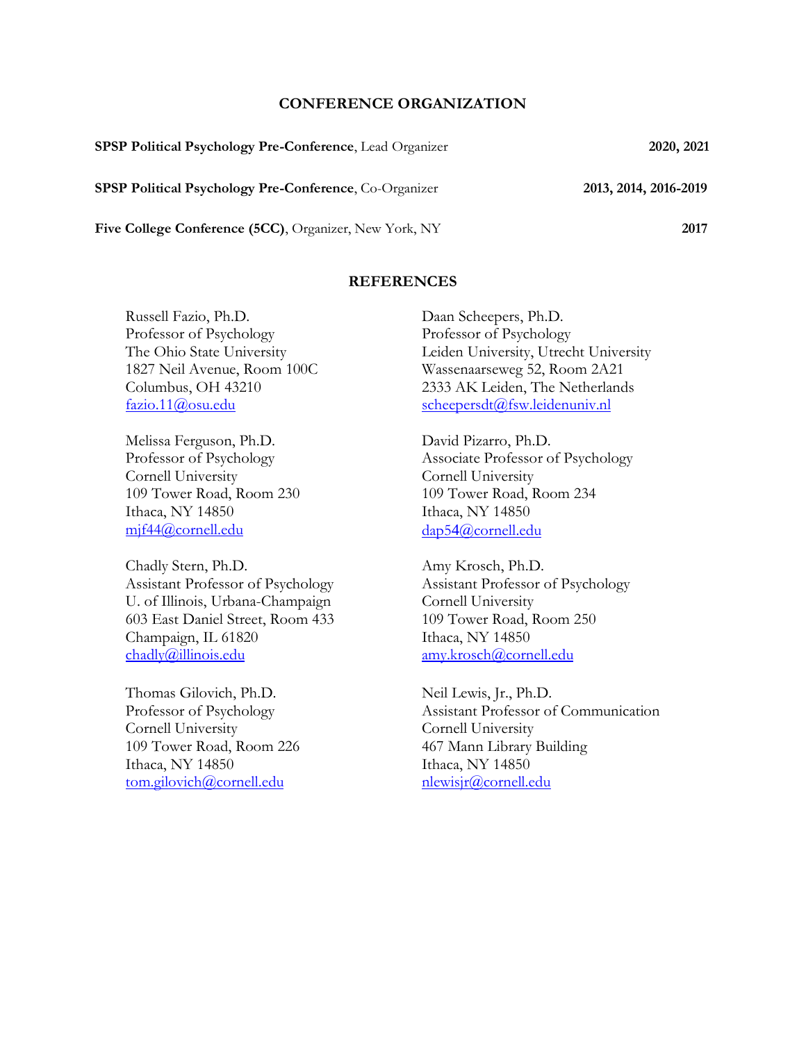## CONFERENCE ORGANIZATION

**SPSP Political Psychology Pre-Conference**, Lead Organizer **2020, 2021**

**SPSP Political Psychology Pre-Conference**, Co-Organizer **2013, 2014, 2016-2019**

**Five College Conference (5CC)**, Organizer, New York, NY **2017**

## REFERENCES

Russell Fazio, Ph.D.
Professor of Psychology
The Ohio State University
1827 Neil Avenue, Room 100C
Columbus, OH 43210
fazio.11@osu.edu

Melissa Ferguson, Ph.D.
Professor of Psychology
Cornell University
109 Tower Road, Room 230
Ithaca, NY 14850
mjf44@cornell.edu

Chadly Stern, Ph.D.
Assistant Professor of Psychology
U. of Illinois, Urbana-Champaign
603 East Daniel Street, Room 433
Champaign, IL 61820
chadly@illinois.edu

Thomas Gilovich, Ph.D.
Professor of Psychology
Cornell University
109 Tower Road, Room 226
Ithaca, NY 14850
tom.gilovich@cornell.edu

Daan Scheepers, Ph.D.
Professor of Psychology
Leiden University, Utrecht University
Wassenaarseweg 52, Room 2A21
2333 AK Leiden, The Netherlands
scheepersdt@fsw.leidenuniv.nl

David Pizarro, Ph.D.
Associate Professor of Psychology
Cornell University
109 Tower Road, Room 234
Ithaca, NY 14850
dap54@cornell.edu

Amy Krosch, Ph.D.
Assistant Professor of Psychology
Cornell University
109 Tower Road, Room 250
Ithaca, NY 14850
amy.krosch@cornell.edu

Neil Lewis, Jr., Ph.D.
Assistant Professor of Communication
Cornell University
467 Mann Library Building
Ithaca, NY 14850
nlewisjr@cornell.edu